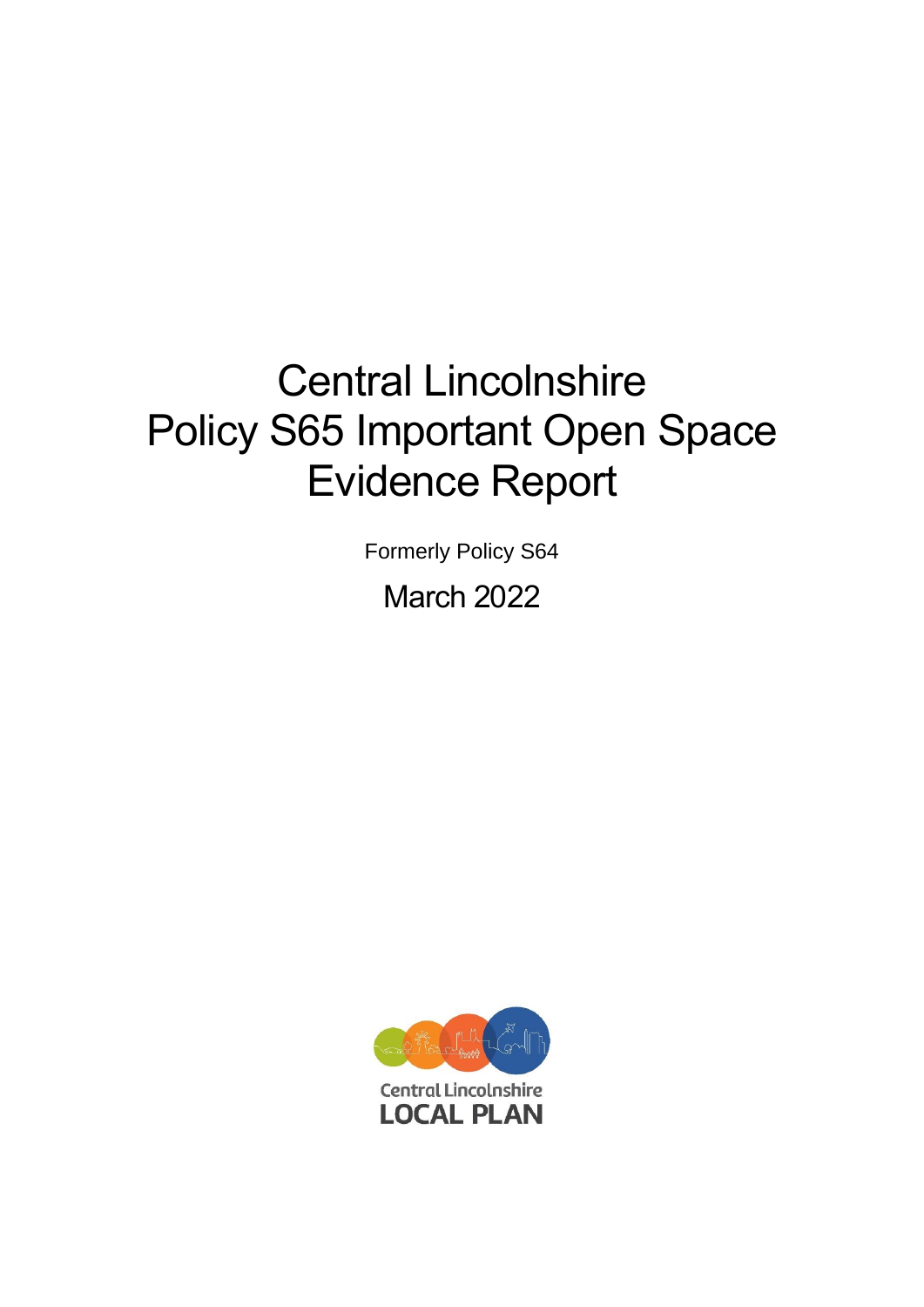# Central Lincolnshire
# Policy S65 Important Open Space
# Evidence Report

Formerly Policy S64

March 2022

Central Lincolnshire
LOCAL PLAN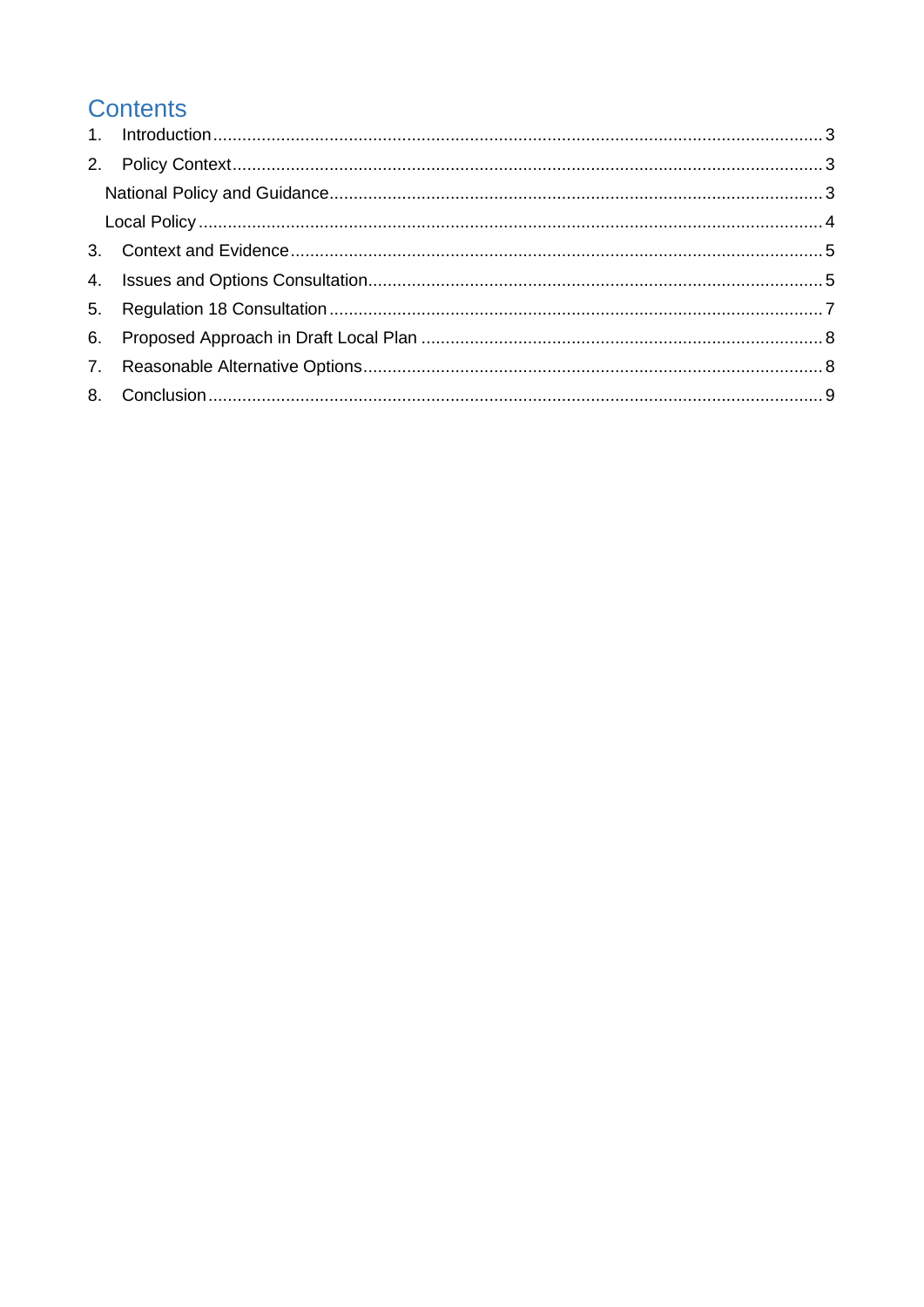# Contents

1. Introduction ........................................................................................................................ 3
2. Policy Context .................................................................................................................... 3
   - National Policy and Guidance ............................................................................................ 3
   - Local Policy ....................................................................................................................... 4
3. Context and Evidence ......................................................................................................... 5
4. Issues and Options Consultation .......................................................................................... 5
5. Regulation 18 Consultation ................................................................................................. 7
6. Proposed Approach in Draft Local Plan ............................................................................... 8
7. Reasonable Alternative Options .......................................................................................... 8
8. Conclusion ......................................................................................................................... 9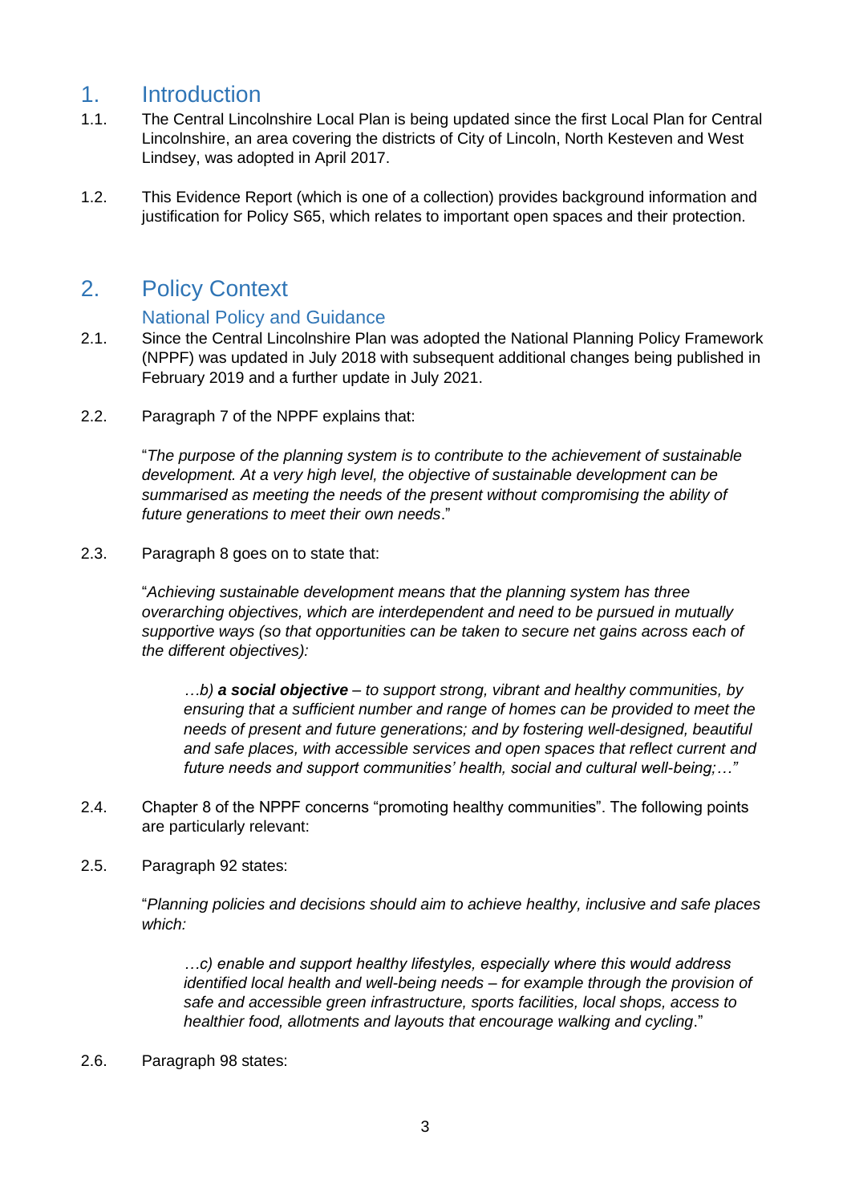# 1. Introduction

1.1. The Central Lincolnshire Local Plan is being updated since the first Local Plan for Central Lincolnshire, an area covering the districts of City of Lincoln, North Kesteven and West Lindsey, was adopted in April 2017.

1.2. This Evidence Report (which is one of a collection) provides background information and justification for Policy S65, which relates to important open spaces and their protection.

# 2. Policy Context

## National Policy and Guidance

2.1. Since the Central Lincolnshire Plan was adopted the National Planning Policy Framework (NPPF) was updated in July 2018 with subsequent additional changes being published in February 2019 and a further update in July 2021.

2.2. Paragraph 7 of the NPPF explains that:

> "*The purpose of the planning system is to contribute to the achievement of sustainable development. At a very high level, the objective of sustainable development can be summarised as meeting the needs of the present without compromising the ability of future generations to meet their own needs*."

2.3. Paragraph 8 goes on to state that:

> "*Achieving sustainable development means that the planning system has three overarching objectives, which are interdependent and need to be pursued in mutually supportive ways (so that opportunities can be taken to secure net gains across each of the different objectives):*
>
> > *…b)* ***a social objective*** *– to support strong, vibrant and healthy communities, by ensuring that a sufficient number and range of homes can be provided to meet the needs of present and future generations; and by fostering well-designed, beautiful and safe places, with accessible services and open spaces that reflect current and future needs and support communities' health, social and cultural well-being;…"*

2.4. Chapter 8 of the NPPF concerns "promoting healthy communities". The following points are particularly relevant:

2.5. Paragraph 92 states:

> "*Planning policies and decisions should aim to achieve healthy, inclusive and safe places which:*
>
> > *…c) enable and support healthy lifestyles, especially where this would address identified local health and well-being needs – for example through the provision of safe and accessible green infrastructure, sports facilities, local shops, access to healthier food, allotments and layouts that encourage walking and cycling*."

2.6. Paragraph 98 states: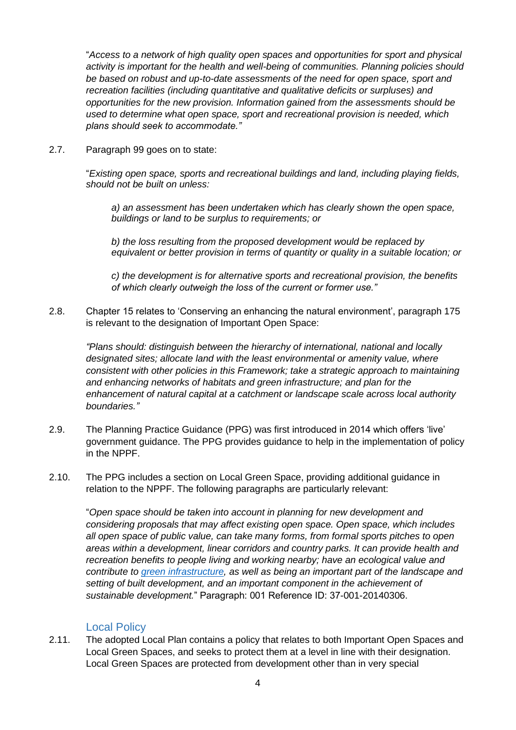"*Access to a network of high quality open spaces and opportunities for sport and physical activity is important for the health and well-being of communities. Planning policies should be based on robust and up-to-date assessments of the need for open space, sport and recreation facilities (including quantitative and qualitative deficits or surpluses) and opportunities for the new provision. Information gained from the assessments should be used to determine what open space, sport and recreational provision is needed, which plans should seek to accommodate."*

2.7. Paragraph 99 goes on to state:

"*Existing open space, sports and recreational buildings and land, including playing fields, should not be built on unless:*

*a) an assessment has been undertaken which has clearly shown the open space, buildings or land to be surplus to requirements; or*

*b) the loss resulting from the proposed development would be replaced by equivalent or better provision in terms of quantity or quality in a suitable location; or*

*c) the development is for alternative sports and recreational provision, the benefits of which clearly outweigh the loss of the current or former use."*

2.8. Chapter 15 relates to 'Conserving an enhancing the natural environment', paragraph 175 is relevant to the designation of Important Open Space:

*"Plans should: distinguish between the hierarchy of international, national and locally designated sites; allocate land with the least environmental or amenity value, where consistent with other policies in this Framework; take a strategic approach to maintaining and enhancing networks of habitats and green infrastructure; and plan for the enhancement of natural capital at a catchment or landscape scale across local authority boundaries."*

2.9. The Planning Practice Guidance (PPG) was first introduced in 2014 which offers 'live' government guidance. The PPG provides guidance to help in the implementation of policy in the NPPF.

2.10. The PPG includes a section on Local Green Space, providing additional guidance in relation to the NPPF. The following paragraphs are particularly relevant:

"*Open space should be taken into account in planning for new development and considering proposals that may affect existing open space. Open space, which includes all open space of public value, can take many forms, from formal sports pitches to open areas within a development, linear corridors and country parks. It can provide health and recreation benefits to people living and working nearby; have an ecological value and contribute to green infrastructure, as well as being an important part of the landscape and setting of built development, and an important component in the achievement of sustainable development.*" Paragraph: 001 Reference ID: 37-001-20140306.

## Local Policy

2.11. The adopted Local Plan contains a policy that relates to both Important Open Spaces and Local Green Spaces, and seeks to protect them at a level in line with their designation. Local Green Spaces are protected from development other than in very special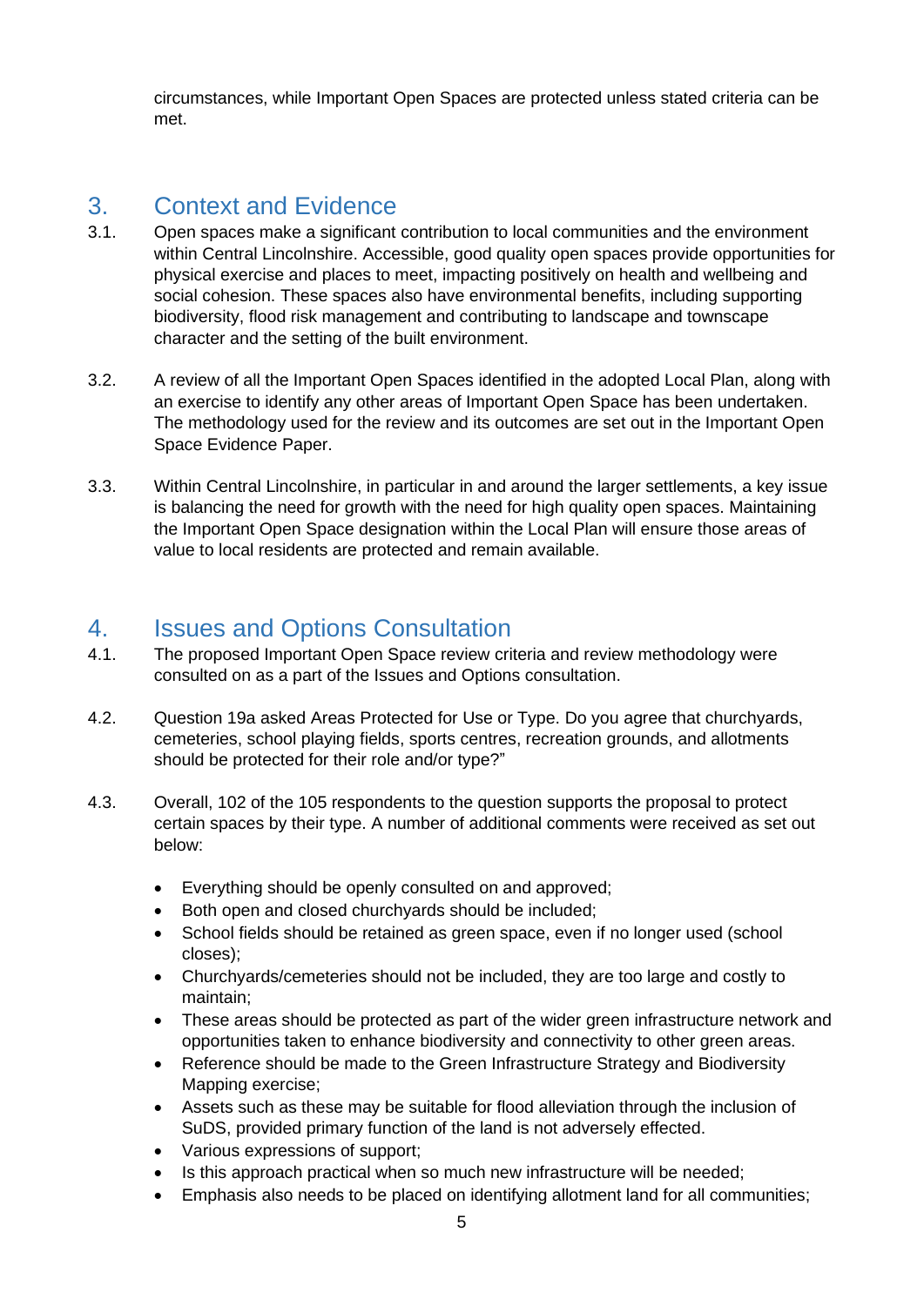circumstances, while Important Open Spaces are protected unless stated criteria can be met.

## 3. Context and Evidence

3.1. Open spaces make a significant contribution to local communities and the environment within Central Lincolnshire. Accessible, good quality open spaces provide opportunities for physical exercise and places to meet, impacting positively on health and wellbeing and social cohesion. These spaces also have environmental benefits, including supporting biodiversity, flood risk management and contributing to landscape and townscape character and the setting of the built environment.

3.2. A review of all the Important Open Spaces identified in the adopted Local Plan, along with an exercise to identify any other areas of Important Open Space has been undertaken. The methodology used for the review and its outcomes are set out in the Important Open Space Evidence Paper.

3.3. Within Central Lincolnshire, in particular in and around the larger settlements, a key issue is balancing the need for growth with the need for high quality open spaces. Maintaining the Important Open Space designation within the Local Plan will ensure those areas of value to local residents are protected and remain available.

## 4. Issues and Options Consultation

4.1. The proposed Important Open Space review criteria and review methodology were consulted on as a part of the Issues and Options consultation.

4.2. Question 19a asked Areas Protected for Use or Type. Do you agree that churchyards, cemeteries, school playing fields, sports centres, recreation grounds, and allotments should be protected for their role and/or type?"

4.3. Overall, 102 of the 105 respondents to the question supports the proposal to protect certain spaces by their type. A number of additional comments were received as set out below:

- Everything should be openly consulted on and approved;
- Both open and closed churchyards should be included;
- School fields should be retained as green space, even if no longer used (school closes);
- Churchyards/cemeteries should not be included, they are too large and costly to maintain;
- These areas should be protected as part of the wider green infrastructure network and opportunities taken to enhance biodiversity and connectivity to other green areas.
- Reference should be made to the Green Infrastructure Strategy and Biodiversity Mapping exercise;
- Assets such as these may be suitable for flood alleviation through the inclusion of SuDS, provided primary function of the land is not adversely effected.
- Various expressions of support;
- Is this approach practical when so much new infrastructure will be needed;
- Emphasis also needs to be placed on identifying allotment land for all communities;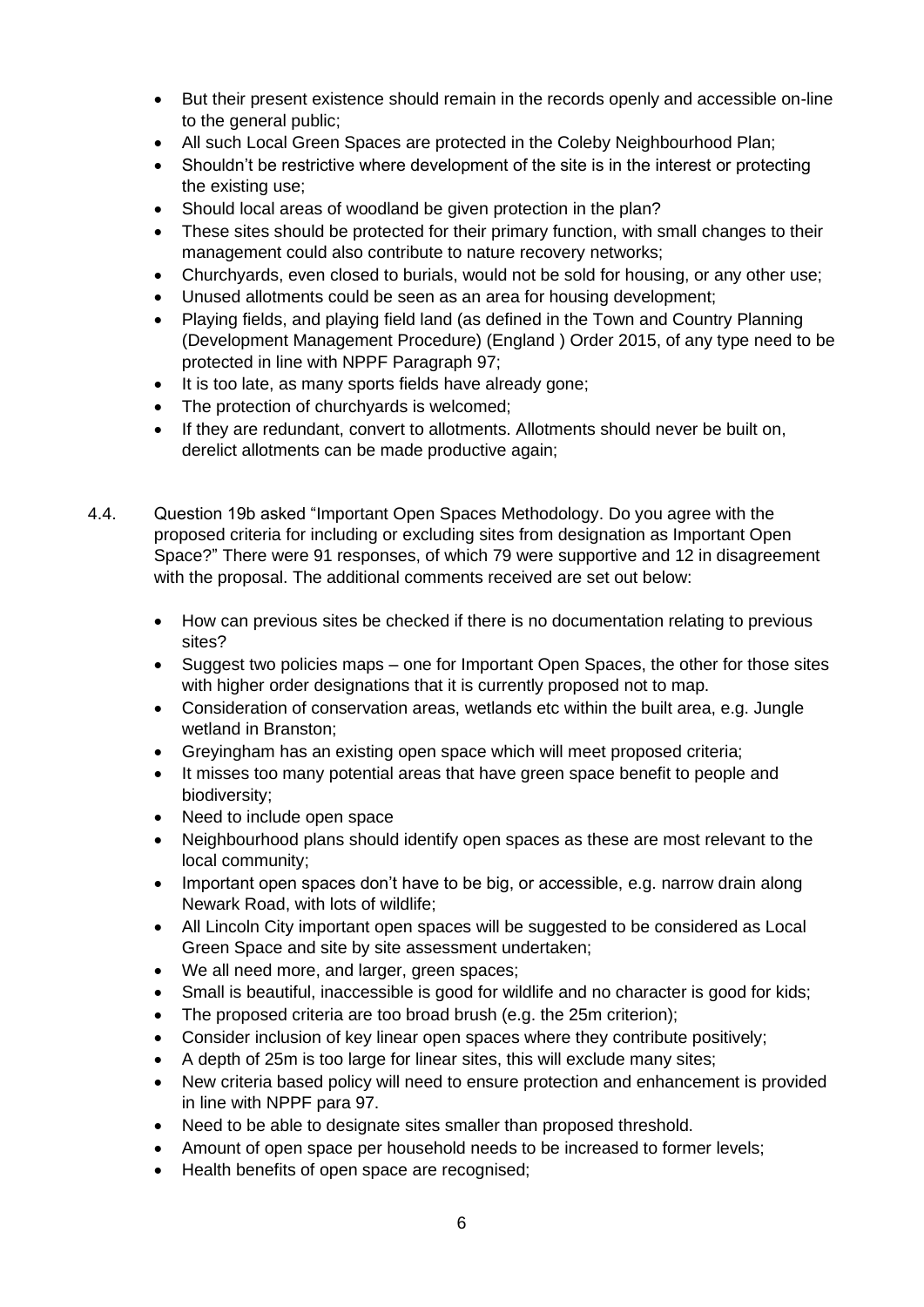- But their present existence should remain in the records openly and accessible on-line to the general public;
- All such Local Green Spaces are protected in the Coleby Neighbourhood Plan;
- Shouldn't be restrictive where development of the site is in the interest or protecting the existing use;
- Should local areas of woodland be given protection in the plan?
- These sites should be protected for their primary function, with small changes to their management could also contribute to nature recovery networks;
- Churchyards, even closed to burials, would not be sold for housing, or any other use;
- Unused allotments could be seen as an area for housing development;
- Playing fields, and playing field land (as defined in the Town and Country Planning (Development Management Procedure) (England ) Order 2015, of any type need to be protected in line with NPPF Paragraph 97;
- It is too late, as many sports fields have already gone;
- The protection of churchyards is welcomed;
- If they are redundant, convert to allotments. Allotments should never be built on, derelict allotments can be made productive again;

4.4. Question 19b asked "Important Open Spaces Methodology. Do you agree with the proposed criteria for including or excluding sites from designation as Important Open Space?" There were 91 responses, of which 79 were supportive and 12 in disagreement with the proposal. The additional comments received are set out below:

- How can previous sites be checked if there is no documentation relating to previous sites?
- Suggest two policies maps – one for Important Open Spaces, the other for those sites with higher order designations that it is currently proposed not to map.
- Consideration of conservation areas, wetlands etc within the built area, e.g. Jungle wetland in Branston;
- Greyingham has an existing open space which will meet proposed criteria;
- It misses too many potential areas that have green space benefit to people and biodiversity;
- Need to include open space
- Neighbourhood plans should identify open spaces as these are most relevant to the local community;
- Important open spaces don't have to be big, or accessible, e.g. narrow drain along Newark Road, with lots of wildlife;
- All Lincoln City important open spaces will be suggested to be considered as Local Green Space and site by site assessment undertaken;
- We all need more, and larger, green spaces;
- Small is beautiful, inaccessible is good for wildlife and no character is good for kids;
- The proposed criteria are too broad brush (e.g. the 25m criterion);
- Consider inclusion of key linear open spaces where they contribute positively;
- A depth of 25m is too large for linear sites, this will exclude many sites;
- New criteria based policy will need to ensure protection and enhancement is provided in line with NPPF para 97.
- Need to be able to designate sites smaller than proposed threshold.
- Amount of open space per household needs to be increased to former levels;
- Health benefits of open space are recognised;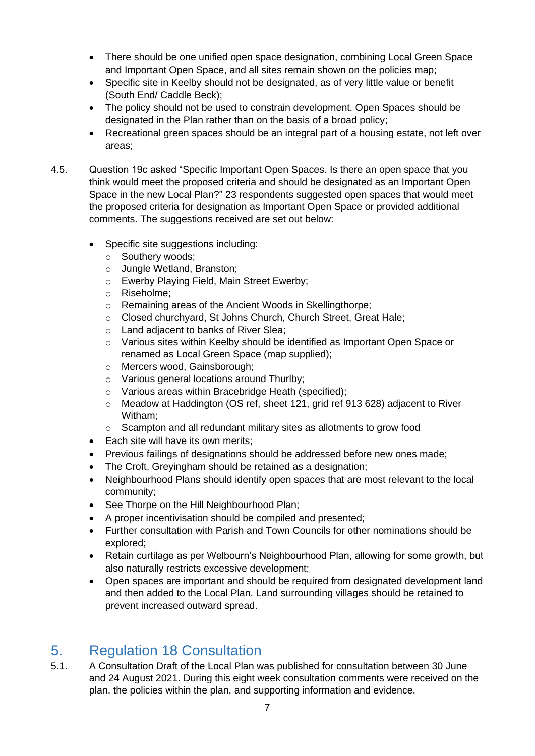- There should be one unified open space designation, combining Local Green Space and Important Open Space, and all sites remain shown on the policies map;
- Specific site in Keelby should not be designated, as of very little value or benefit (South End/ Caddle Beck);
- The policy should not be used to constrain development. Open Spaces should be designated in the Plan rather than on the basis of a broad policy;
- Recreational green spaces should be an integral part of a housing estate, not left over areas;

4.5. Question 19c asked "Specific Important Open Spaces. Is there an open space that you think would meet the proposed criteria and should be designated as an Important Open Space in the new Local Plan?" 23 respondents suggested open spaces that would meet the proposed criteria for designation as Important Open Space or provided additional comments. The suggestions received are set out below:

- Specific site suggestions including:
  - Southery woods;
  - Jungle Wetland, Branston;
  - Ewerby Playing Field, Main Street Ewerby;
  - Riseholme;
  - Remaining areas of the Ancient Woods in Skellingthorpe;
  - Closed churchyard, St Johns Church, Church Street, Great Hale;
  - Land adjacent to banks of River Slea;
  - Various sites within Keelby should be identified as Important Open Space or renamed as Local Green Space (map supplied);
  - Mercers wood, Gainsborough;
  - Various general locations around Thurlby;
  - Various areas within Bracebridge Heath (specified);
  - Meadow at Haddington (OS ref, sheet 121, grid ref 913 628) adjacent to River Witham;
  - Scampton and all redundant military sites as allotments to grow food
- Each site will have its own merits;
- Previous failings of designations should be addressed before new ones made;
- The Croft, Greyingham should be retained as a designation;
- Neighbourhood Plans should identify open spaces that are most relevant to the local community;
- See Thorpe on the Hill Neighbourhood Plan;
- A proper incentivisation should be compiled and presented;
- Further consultation with Parish and Town Councils for other nominations should be explored;
- Retain curtilage as per Welbourn's Neighbourhood Plan, allowing for some growth, but also naturally restricts excessive development;
- Open spaces are important and should be required from designated development land and then added to the Local Plan. Land surrounding villages should be retained to prevent increased outward spread.

# 5. Regulation 18 Consultation

5.1. A Consultation Draft of the Local Plan was published for consultation between 30 June and 24 August 2021. During this eight week consultation comments were received on the plan, the policies within the plan, and supporting information and evidence.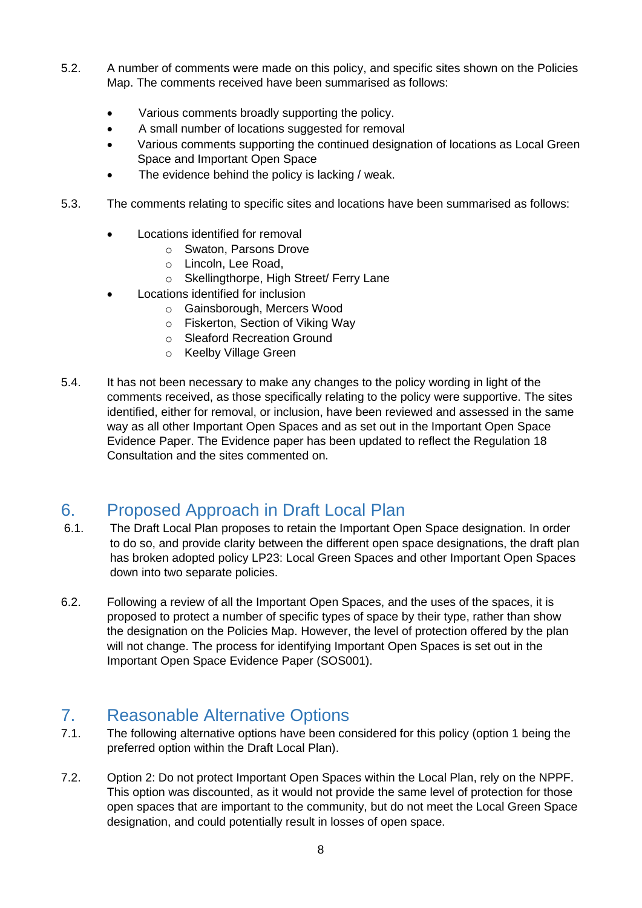5.2. A number of comments were made on this policy, and specific sites shown on the Policies Map. The comments received have been summarised as follows:

- Various comments broadly supporting the policy.
- A small number of locations suggested for removal
- Various comments supporting the continued designation of locations as Local Green Space and Important Open Space
- The evidence behind the policy is lacking / weak.

5.3. The comments relating to specific sites and locations have been summarised as follows:

- Locations identified for removal
  - Swaton, Parsons Drove
  - Lincoln, Lee Road,
  - Skellingthorpe, High Street/ Ferry Lane
- Locations identified for inclusion
  - Gainsborough, Mercers Wood
  - Fiskerton, Section of Viking Way
  - Sleaford Recreation Ground
  - Keelby Village Green

5.4. It has not been necessary to make any changes to the policy wording in light of the comments received, as those specifically relating to the policy were supportive. The sites identified, either for removal, or inclusion, have been reviewed and assessed in the same way as all other Important Open Spaces and as set out in the Important Open Space Evidence Paper. The Evidence paper has been updated to reflect the Regulation 18 Consultation and the sites commented on.

## 6. Proposed Approach in Draft Local Plan

6.1. The Draft Local Plan proposes to retain the Important Open Space designation. In order to do so, and provide clarity between the different open space designations, the draft plan has broken adopted policy LP23: Local Green Spaces and other Important Open Spaces down into two separate policies.

6.2. Following a review of all the Important Open Spaces, and the uses of the spaces, it is proposed to protect a number of specific types of space by their type, rather than show the designation on the Policies Map. However, the level of protection offered by the plan will not change. The process for identifying Important Open Spaces is set out in the Important Open Space Evidence Paper (SOS001).

## 7. Reasonable Alternative Options

7.1. The following alternative options have been considered for this policy (option 1 being the preferred option within the Draft Local Plan).

7.2. Option 2: Do not protect Important Open Spaces within the Local Plan, rely on the NPPF. This option was discounted, as it would not provide the same level of protection for those open spaces that are important to the community, but do not meet the Local Green Space designation, and could potentially result in losses of open space.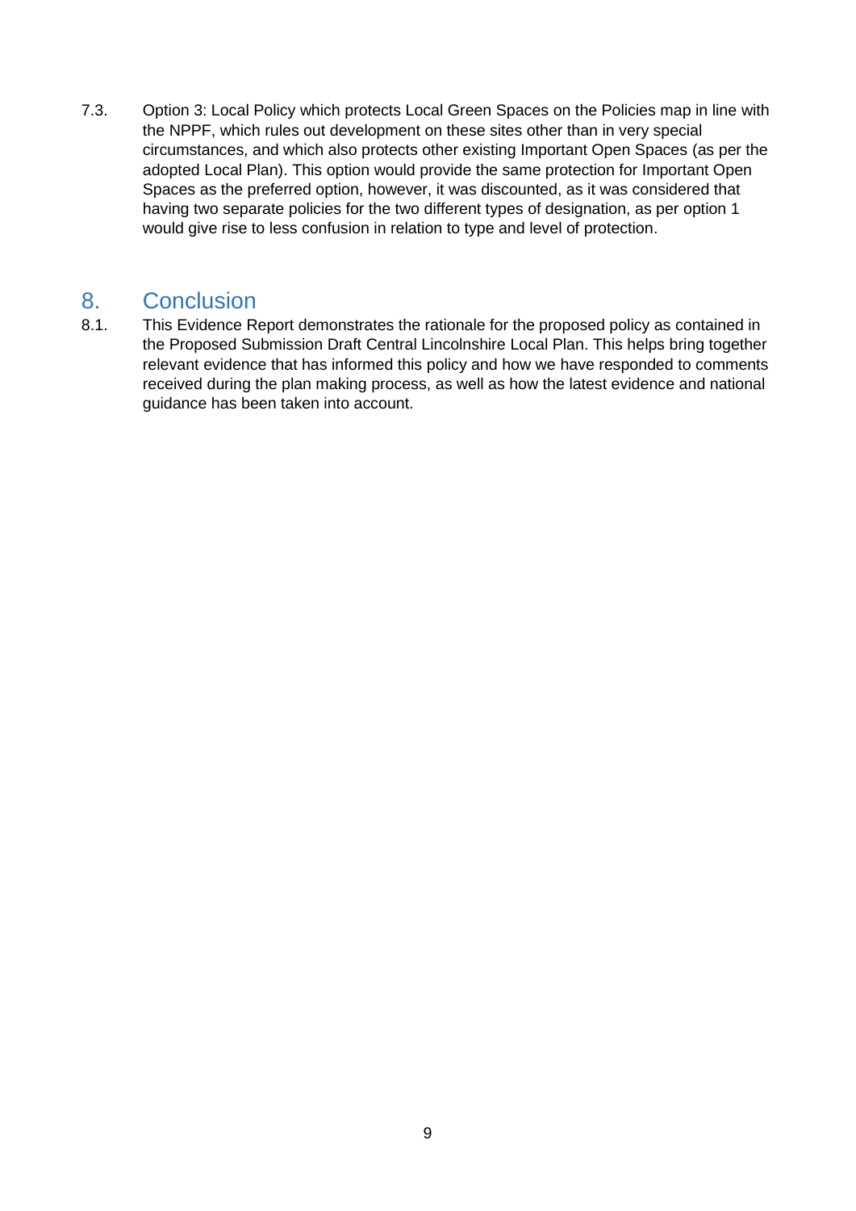7.3. Option 3: Local Policy which protects Local Green Spaces on the Policies map in line with the NPPF, which rules out development on these sites other than in very special circumstances, and which also protects other existing Important Open Spaces (as per the adopted Local Plan). This option would provide the same protection for Important Open Spaces as the preferred option, however, it was discounted, as it was considered that having two separate policies for the two different types of designation, as per option 1 would give rise to less confusion in relation to type and level of protection.

## 8. Conclusion

8.1. This Evidence Report demonstrates the rationale for the proposed policy as contained in the Proposed Submission Draft Central Lincolnshire Local Plan. This helps bring together relevant evidence that has informed this policy and how we have responded to comments received during the plan making process, as well as how the latest evidence and national guidance has been taken into account.